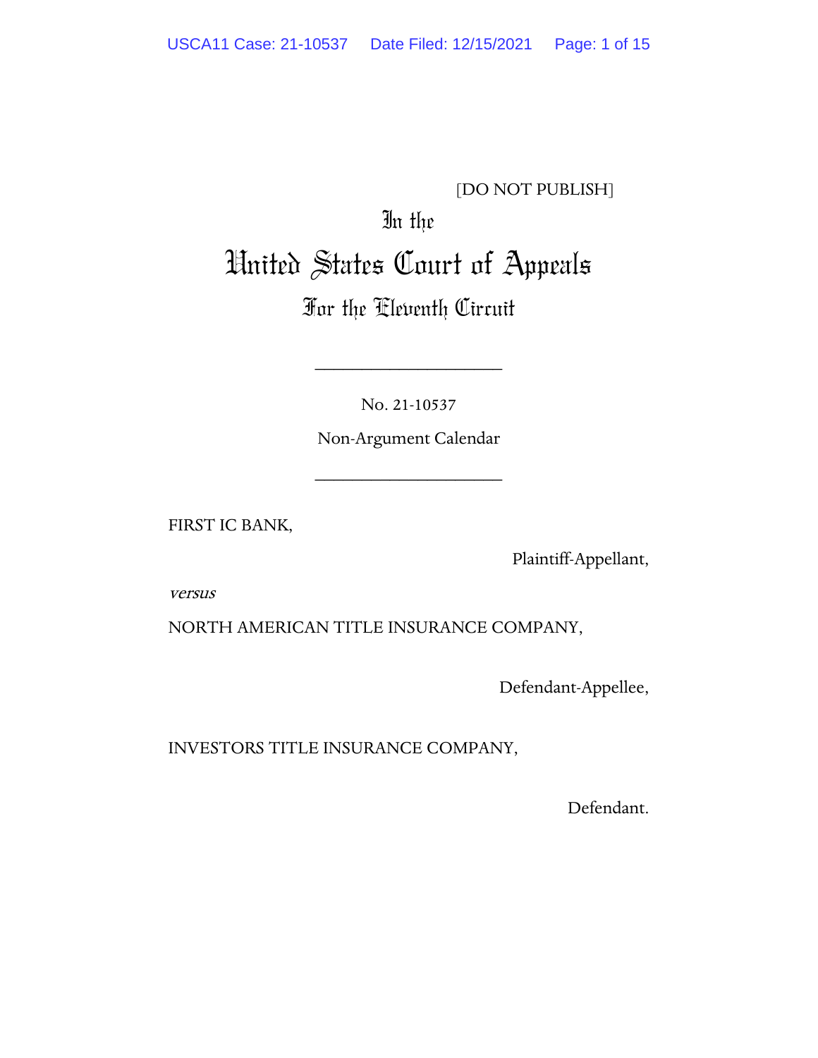[DO NOT PUBLISH]

In the

# United States Court of Appeals

## For the Eleventh Circuit

____________________

No. 21-10537

Non-Argument Calendar

____________________

FIRST IC BANK,

Plaintiff-Appellant,

*versus*

NORTH AMERICAN TITLE INSURANCE COMPANY,

Defendant-Appellee,

INVESTORS TITLE INSURANCE COMPANY,

Defendant.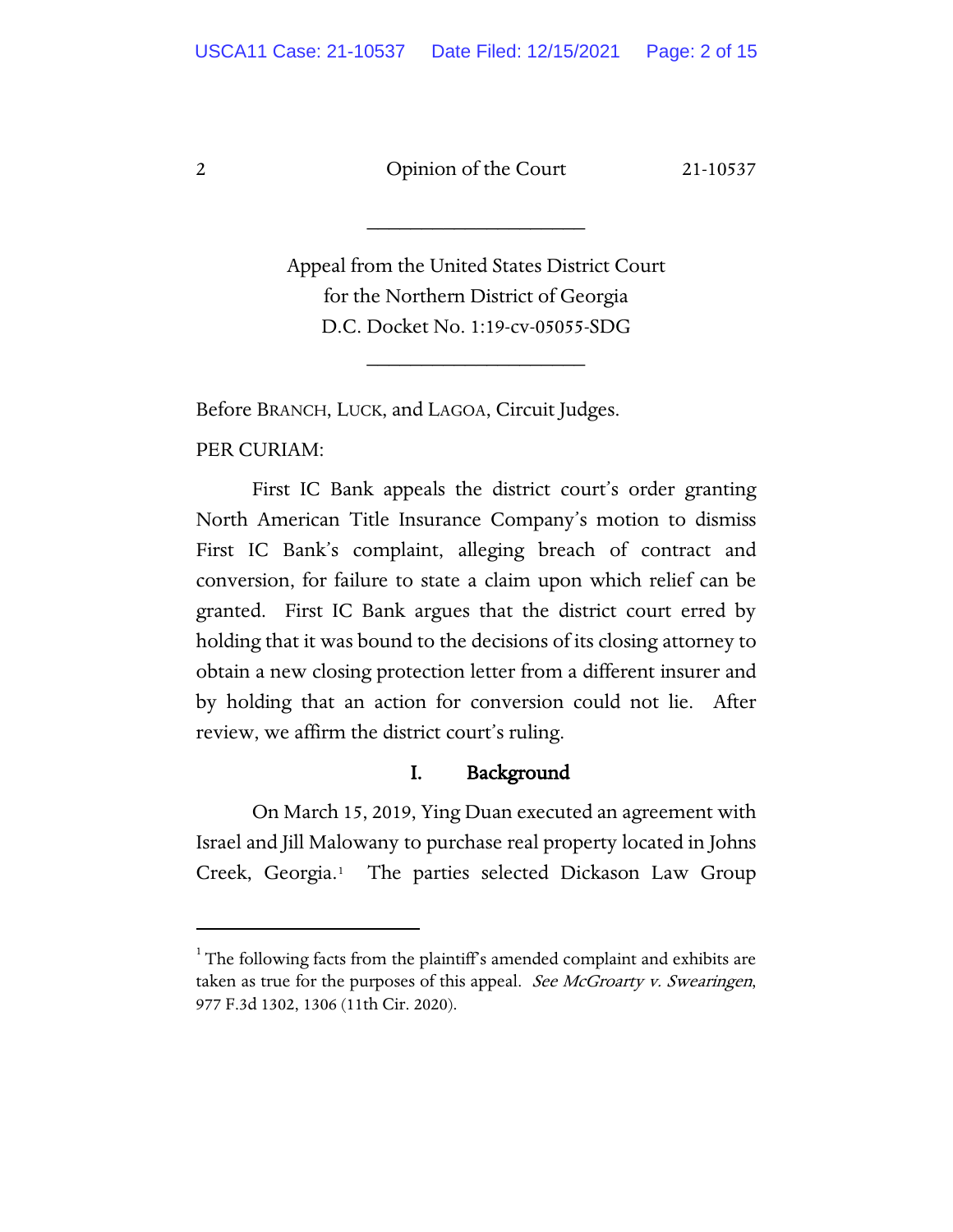Appeal from the United States District Court for the Northern District of Georgia
D.C. Docket No. 1:19-cv-05055-SDG

Before BRANCH, LUCK, and LAGOA, Circuit Judges.

PER CURIAM:

First IC Bank appeals the district court's order granting North American Title Insurance Company's motion to dismiss First IC Bank's complaint, alleging breach of contract and conversion, for failure to state a claim upon which relief can be granted. First IC Bank argues that the district court erred by holding that it was bound to the decisions of its closing attorney to obtain a new closing protection letter from a different insurer and by holding that an action for conversion could not lie. After review, we affirm the district court's ruling.

## I. Background

On March 15, 2019, Ying Duan executed an agreement with Israel and Jill Malowany to purchase real property located in Johns Creek, Georgia.[1] The parties selected Dickason Law Group

[1] The following facts from the plaintiff's amended complaint and exhibits are taken as true for the purposes of this appeal. *See McGroarty v. Swearingen*, 977 F.3d 1302, 1306 (11th Cir. 2020).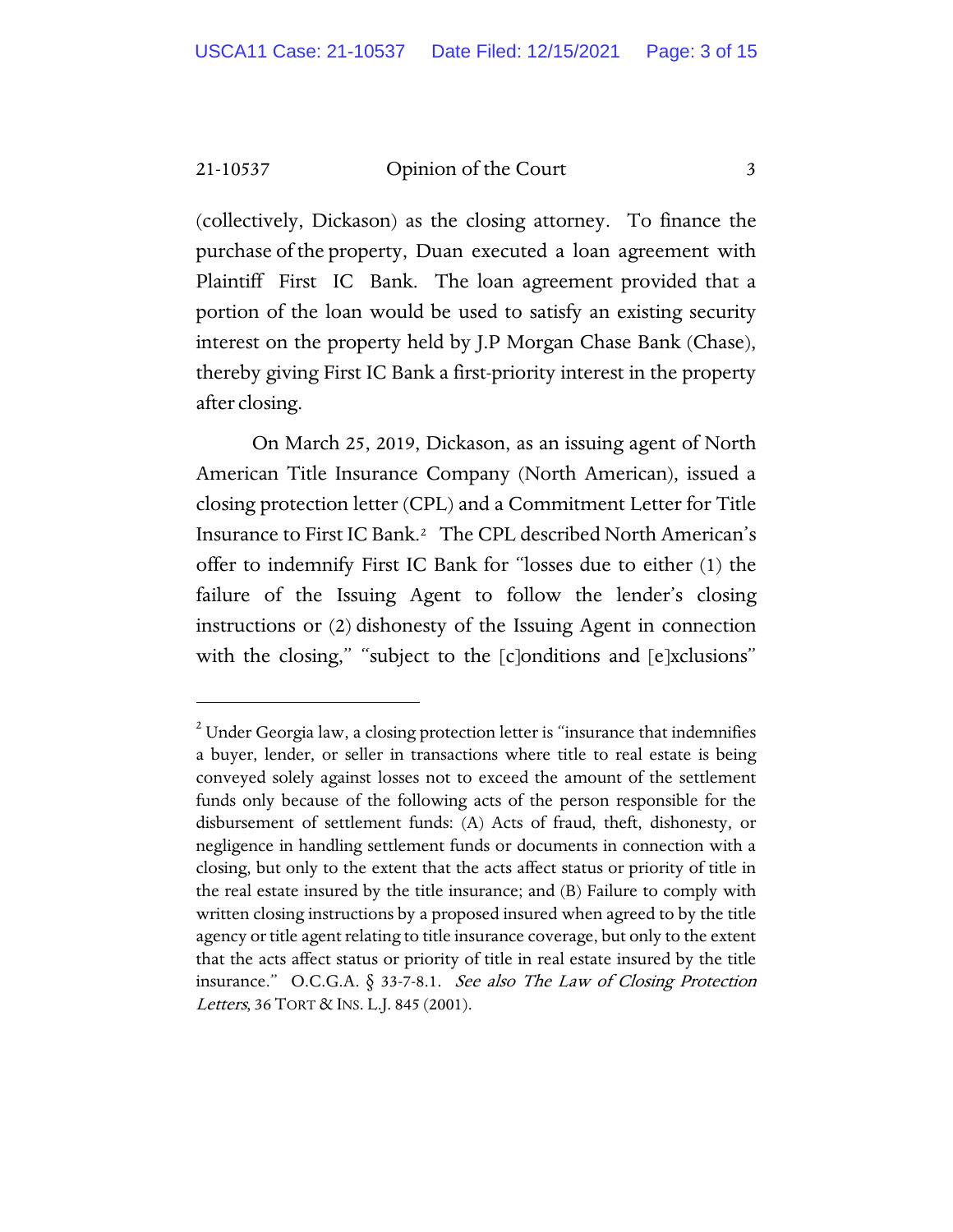(collectively, Dickason) as the closing attorney. To finance the purchase of the property, Duan executed a loan agreement with Plaintiff First IC Bank. The loan agreement provided that a portion of the loan would be used to satisfy an existing security interest on the property held by J.P Morgan Chase Bank (Chase), thereby giving First IC Bank a first-priority interest in the property after closing.

On March 25, 2019, Dickason, as an issuing agent of North American Title Insurance Company (North American), issued a closing protection letter (CPL) and a Commitment Letter for Title Insurance to First IC Bank.[2] The CPL described North American's offer to indemnify First IC Bank for "losses due to either (1) the failure of the Issuing Agent to follow the lender's closing instructions or (2) dishonesty of the Issuing Agent in connection with the closing," "subject to the [c]onditions and [e]xclusions"

---

[2] Under Georgia law, a closing protection letter is "insurance that indemnifies a buyer, lender, or seller in transactions where title to real estate is being conveyed solely against losses not to exceed the amount of the settlement funds only because of the following acts of the person responsible for the disbursement of settlement funds: (A) Acts of fraud, theft, dishonesty, or negligence in handling settlement funds or documents in connection with a closing, but only to the extent that the acts affect status or priority of title in the real estate insured by the title insurance; and (B) Failure to comply with written closing instructions by a proposed insured when agreed to by the title agency or title agent relating to title insurance coverage, but only to the extent that the acts affect status or priority of title in real estate insured by the title insurance." O.C.G.A. § 33-7-8.1. *See also The Law of Closing Protection Letters*, 36 TORT & INS. L.J. 845 (2001).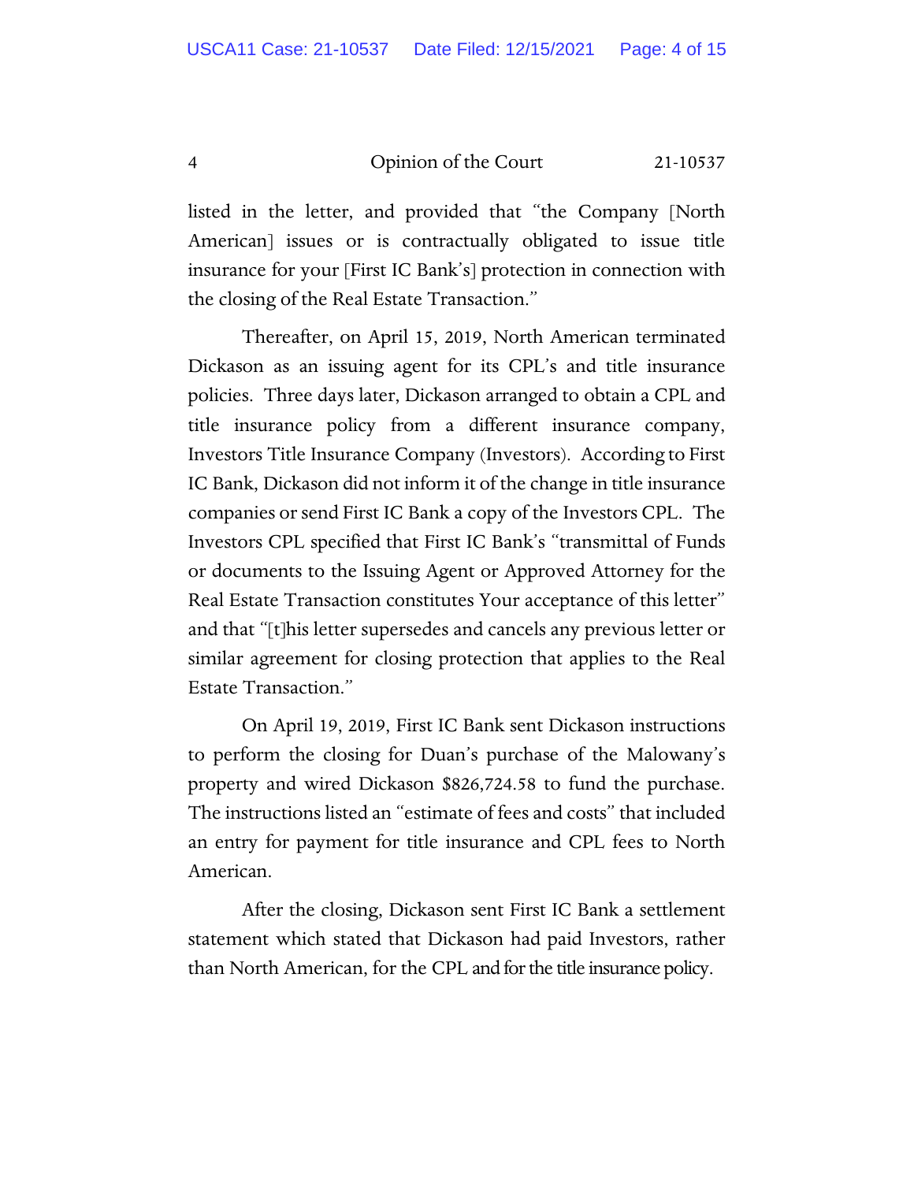listed in the letter, and provided that "the Company [North American] issues or is contractually obligated to issue title insurance for your [First IC Bank's] protection in connection with the closing of the Real Estate Transaction."

Thereafter, on April 15, 2019, North American terminated Dickason as an issuing agent for its CPL's and title insurance policies. Three days later, Dickason arranged to obtain a CPL and title insurance policy from a different insurance company, Investors Title Insurance Company (Investors). According to First IC Bank, Dickason did not inform it of the change in title insurance companies or send First IC Bank a copy of the Investors CPL. The Investors CPL specified that First IC Bank's "transmittal of Funds or documents to the Issuing Agent or Approved Attorney for the Real Estate Transaction constitutes Your acceptance of this letter" and that "[t]his letter supersedes and cancels any previous letter or similar agreement for closing protection that applies to the Real Estate Transaction."

On April 19, 2019, First IC Bank sent Dickason instructions to perform the closing for Duan's purchase of the Malowany's property and wired Dickason $826,724.58 to fund the purchase. The instructions listed an "estimate of fees and costs" that included an entry for payment for title insurance and CPL fees to North American.

After the closing, Dickason sent First IC Bank a settlement statement which stated that Dickason had paid Investors, rather than North American, for the CPL and for the title insurance policy.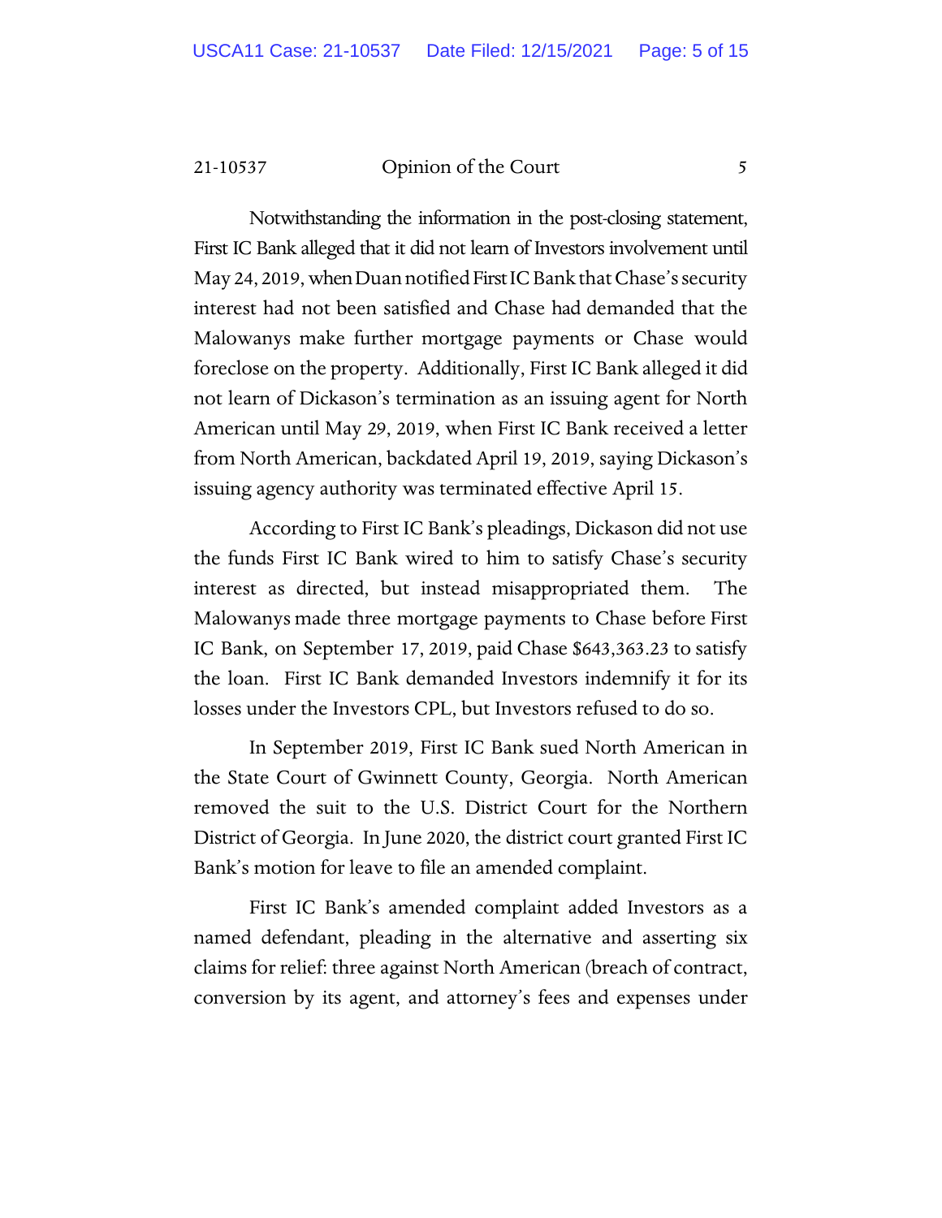Notwithstanding the information in the post-closing statement, First IC Bank alleged that it did not learn of Investors involvement until May 24, 2019, when Duan notified First IC Bank that Chase's security interest had not been satisfied and Chase had demanded that the Malowanys make further mortgage payments or Chase would foreclose on the property. Additionally, First IC Bank alleged it did not learn of Dickason's termination as an issuing agent for North American until May 29, 2019, when First IC Bank received a letter from North American, backdated April 19, 2019, saying Dickason's issuing agency authority was terminated effective April 15.

According to First IC Bank's pleadings, Dickason did not use the funds First IC Bank wired to him to satisfy Chase's security interest as directed, but instead misappropriated them. The Malowanys made three mortgage payments to Chase before First IC Bank, on September 17, 2019, paid Chase $643,363.23 to satisfy the loan. First IC Bank demanded Investors indemnify it for its losses under the Investors CPL, but Investors refused to do so.

In September 2019, First IC Bank sued North American in the State Court of Gwinnett County, Georgia. North American removed the suit to the U.S. District Court for the Northern District of Georgia. In June 2020, the district court granted First IC Bank's motion for leave to file an amended complaint.

First IC Bank's amended complaint added Investors as a named defendant, pleading in the alternative and asserting six claims for relief: three against North American (breach of contract, conversion by its agent, and attorney's fees and expenses under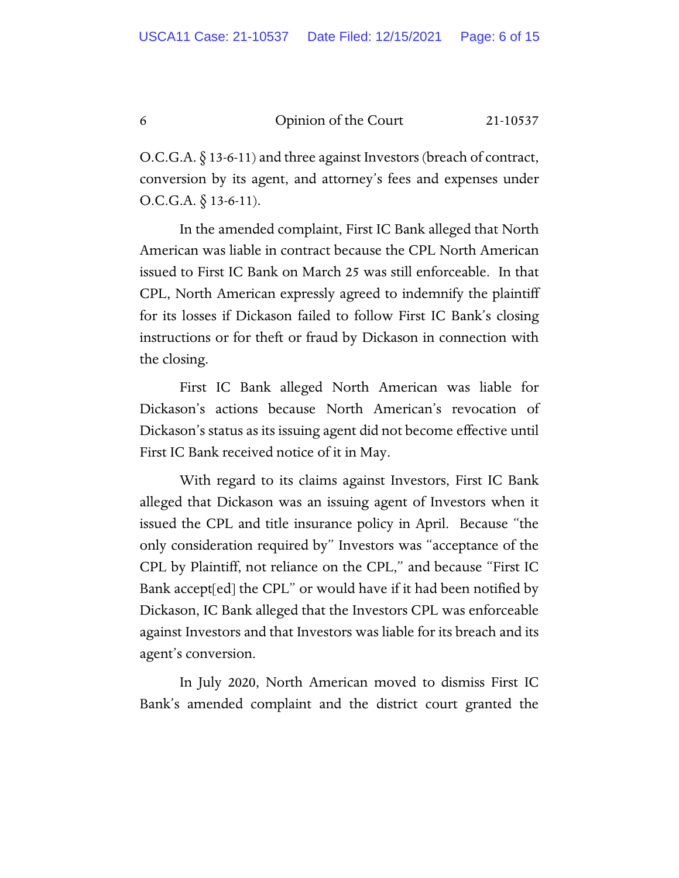O.C.G.A. § 13-6-11) and three against Investors (breach of contract, conversion by its agent, and attorney's fees and expenses under O.C.G.A. § 13-6-11).

In the amended complaint, First IC Bank alleged that North American was liable in contract because the CPL North American issued to First IC Bank on March 25 was still enforceable. In that CPL, North American expressly agreed to indemnify the plaintiff for its losses if Dickason failed to follow First IC Bank's closing instructions or for theft or fraud by Dickason in connection with the closing.

First IC Bank alleged North American was liable for Dickason's actions because North American's revocation of Dickason's status as its issuing agent did not become effective until First IC Bank received notice of it in May.

With regard to its claims against Investors, First IC Bank alleged that Dickason was an issuing agent of Investors when it issued the CPL and title insurance policy in April. Because "the only consideration required by" Investors was "acceptance of the CPL by Plaintiff, not reliance on the CPL," and because "First IC Bank accept[ed] the CPL" or would have if it had been notified by Dickason, IC Bank alleged that the Investors CPL was enforceable against Investors and that Investors was liable for its breach and its agent's conversion.

In July 2020, North American moved to dismiss First IC Bank's amended complaint and the district court granted the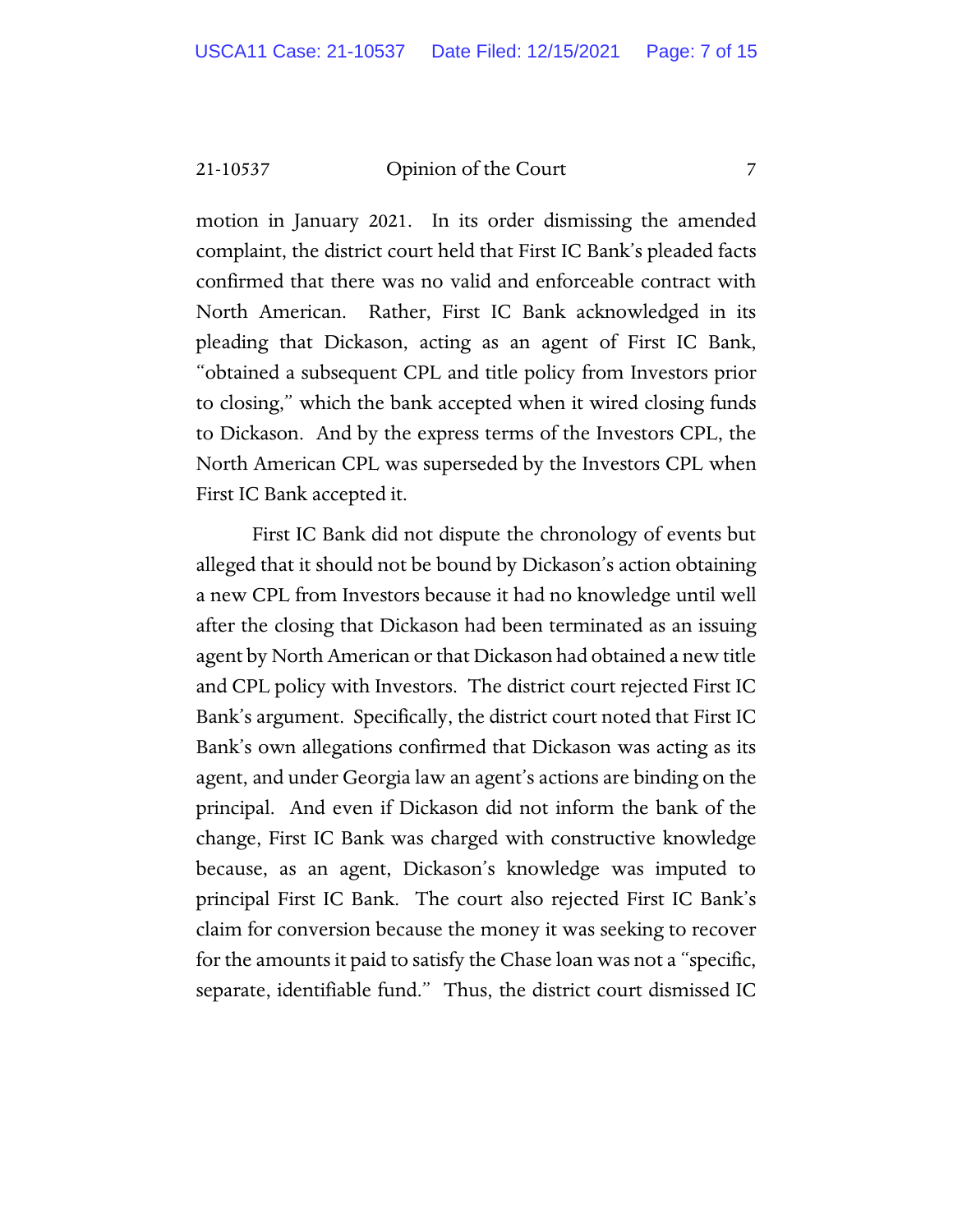motion in January 2021. In its order dismissing the amended complaint, the district court held that First IC Bank's pleaded facts confirmed that there was no valid and enforceable contract with North American. Rather, First IC Bank acknowledged in its pleading that Dickason, acting as an agent of First IC Bank, "obtained a subsequent CPL and title policy from Investors prior to closing," which the bank accepted when it wired closing funds to Dickason. And by the express terms of the Investors CPL, the North American CPL was superseded by the Investors CPL when First IC Bank accepted it.

First IC Bank did not dispute the chronology of events but alleged that it should not be bound by Dickason's action obtaining a new CPL from Investors because it had no knowledge until well after the closing that Dickason had been terminated as an issuing agent by North American or that Dickason had obtained a new title and CPL policy with Investors. The district court rejected First IC Bank's argument. Specifically, the district court noted that First IC Bank's own allegations confirmed that Dickason was acting as its agent, and under Georgia law an agent's actions are binding on the principal. And even if Dickason did not inform the bank of the change, First IC Bank was charged with constructive knowledge because, as an agent, Dickason's knowledge was imputed to principal First IC Bank. The court also rejected First IC Bank's claim for conversion because the money it was seeking to recover for the amounts it paid to satisfy the Chase loan was not a "specific, separate, identifiable fund." Thus, the district court dismissed IC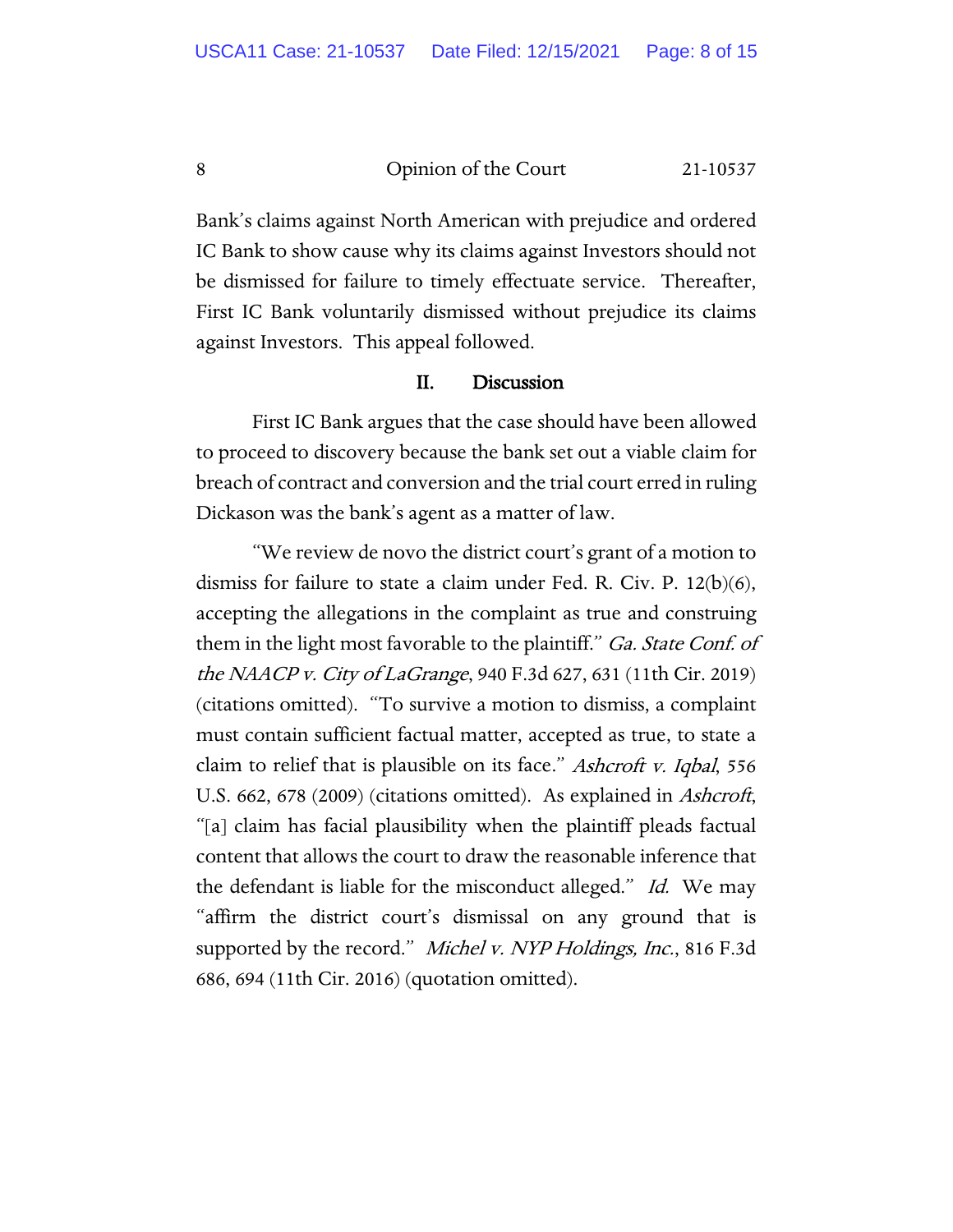Bank's claims against North American with prejudice and ordered IC Bank to show cause why its claims against Investors should not be dismissed for failure to timely effectuate service. Thereafter, First IC Bank voluntarily dismissed without prejudice its claims against Investors. This appeal followed.

## II. Discussion

First IC Bank argues that the case should have been allowed to proceed to discovery because the bank set out a viable claim for breach of contract and conversion and the trial court erred in ruling Dickason was the bank's agent as a matter of law.

"We review de novo the district court's grant of a motion to dismiss for failure to state a claim under Fed. R. Civ. P. 12(b)(6), accepting the allegations in the complaint as true and construing them in the light most favorable to the plaintiff." *Ga. State Conf. of the NAACP v. City of LaGrange*, 940 F.3d 627, 631 (11th Cir. 2019) (citations omitted). "To survive a motion to dismiss, a complaint must contain sufficient factual matter, accepted as true, to state a claim to relief that is plausible on its face." *Ashcroft v. Iqbal*, 556 U.S. 662, 678 (2009) (citations omitted). As explained in *Ashcroft*, "[a] claim has facial plausibility when the plaintiff pleads factual content that allows the court to draw the reasonable inference that the defendant is liable for the misconduct alleged." *Id.* We may "affirm the district court's dismissal on any ground that is supported by the record." *Michel v. NYP Holdings, Inc.*, 816 F.3d 686, 694 (11th Cir. 2016) (quotation omitted).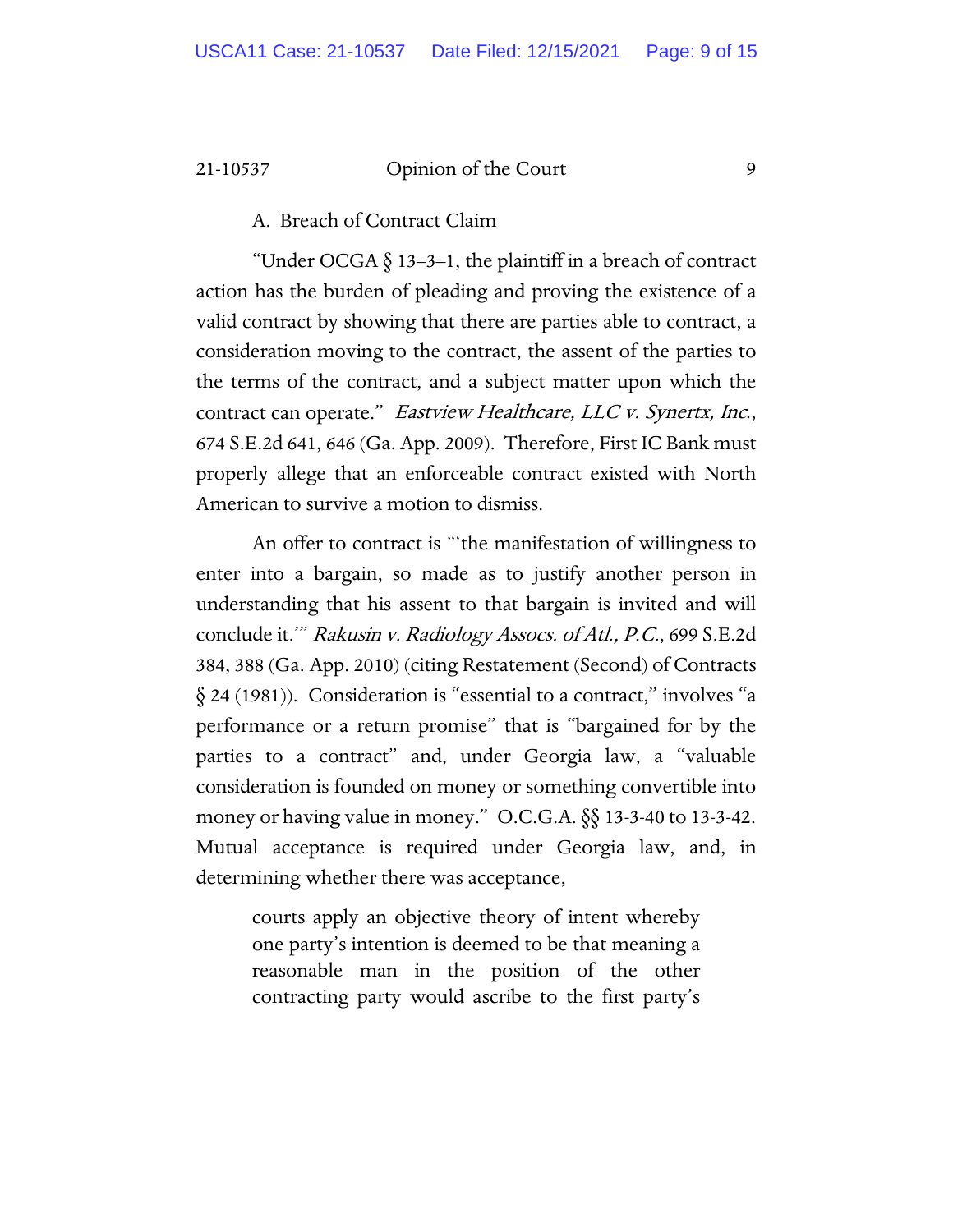A. Breach of Contract Claim

"Under OCGA § 13–3–1, the plaintiff in a breach of contract action has the burden of pleading and proving the existence of a valid contract by showing that there are parties able to contract, a consideration moving to the contract, the assent of the parties to the terms of the contract, and a subject matter upon which the contract can operate." *Eastview Healthcare, LLC v. Synertx, Inc.*, 674 S.E.2d 641, 646 (Ga. App. 2009). Therefore, First IC Bank must properly allege that an enforceable contract existed with North American to survive a motion to dismiss.

An offer to contract is "'the manifestation of willingness to enter into a bargain, so made as to justify another person in understanding that his assent to that bargain is invited and will conclude it.'" *Rakusin v. Radiology Assocs. of Atl., P.C.*, 699 S.E.2d 384, 388 (Ga. App. 2010) (citing Restatement (Second) of Contracts § 24 (1981)). Consideration is "essential to a contract," involves "a performance or a return promise" that is "bargained for by the parties to a contract" and, under Georgia law, a "valuable consideration is founded on money or something convertible into money or having value in money." O.C.G.A. §§ 13-3-40 to 13-3-42. Mutual acceptance is required under Georgia law, and, in determining whether there was acceptance,

> courts apply an objective theory of intent whereby one party's intention is deemed to be that meaning a reasonable man in the position of the other contracting party would ascribe to the first party's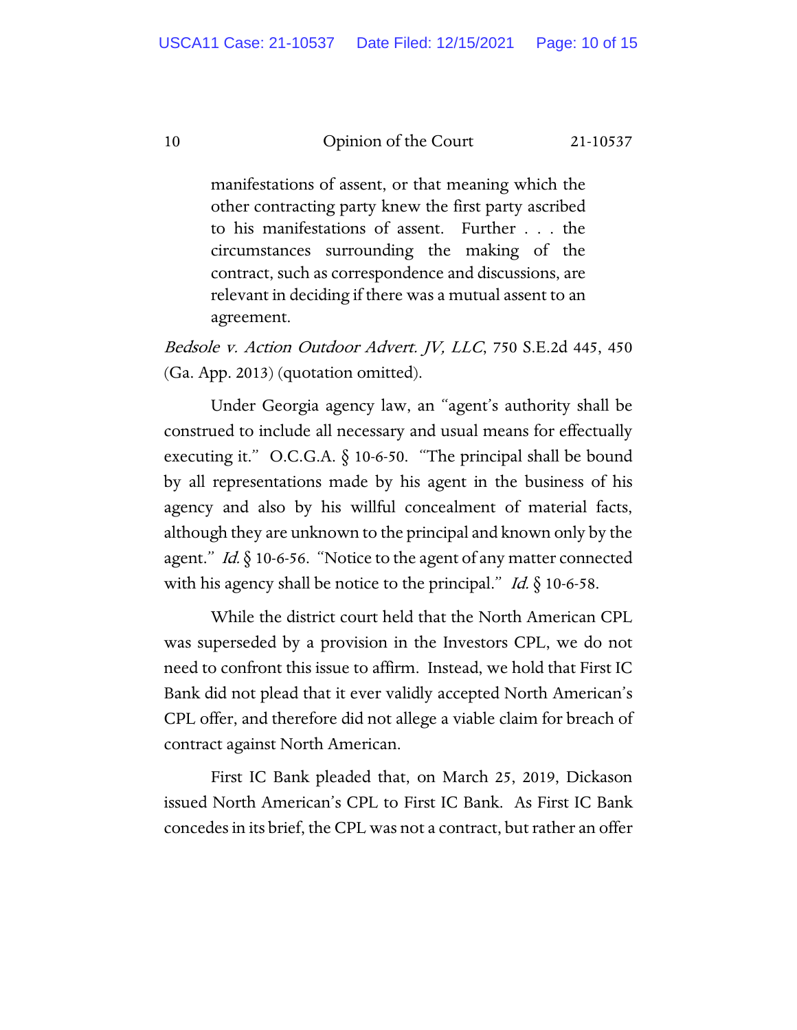> manifestations of assent, or that meaning which the other contracting party knew the first party ascribed to his manifestations of assent. Further . . . the circumstances surrounding the making of the contract, such as correspondence and discussions, are relevant in deciding if there was a mutual assent to an agreement.

*Bedsole v. Action Outdoor Advert. JV, LLC*, 750 S.E.2d 445, 450 (Ga. App. 2013) (quotation omitted).

Under Georgia agency law, an "agent's authority shall be construed to include all necessary and usual means for effectually executing it." O.C.G.A. § 10-6-50. "The principal shall be bound by all representations made by his agent in the business of his agency and also by his willful concealment of material facts, although they are unknown to the principal and known only by the agent." *Id.* § 10-6-56. "Notice to the agent of any matter connected with his agency shall be notice to the principal." *Id.* § 10-6-58.

While the district court held that the North American CPL was superseded by a provision in the Investors CPL, we do not need to confront this issue to affirm. Instead, we hold that First IC Bank did not plead that it ever validly accepted North American's CPL offer, and therefore did not allege a viable claim for breach of contract against North American.

First IC Bank pleaded that, on March 25, 2019, Dickason issued North American's CPL to First IC Bank. As First IC Bank concedes in its brief, the CPL was not a contract, but rather an offer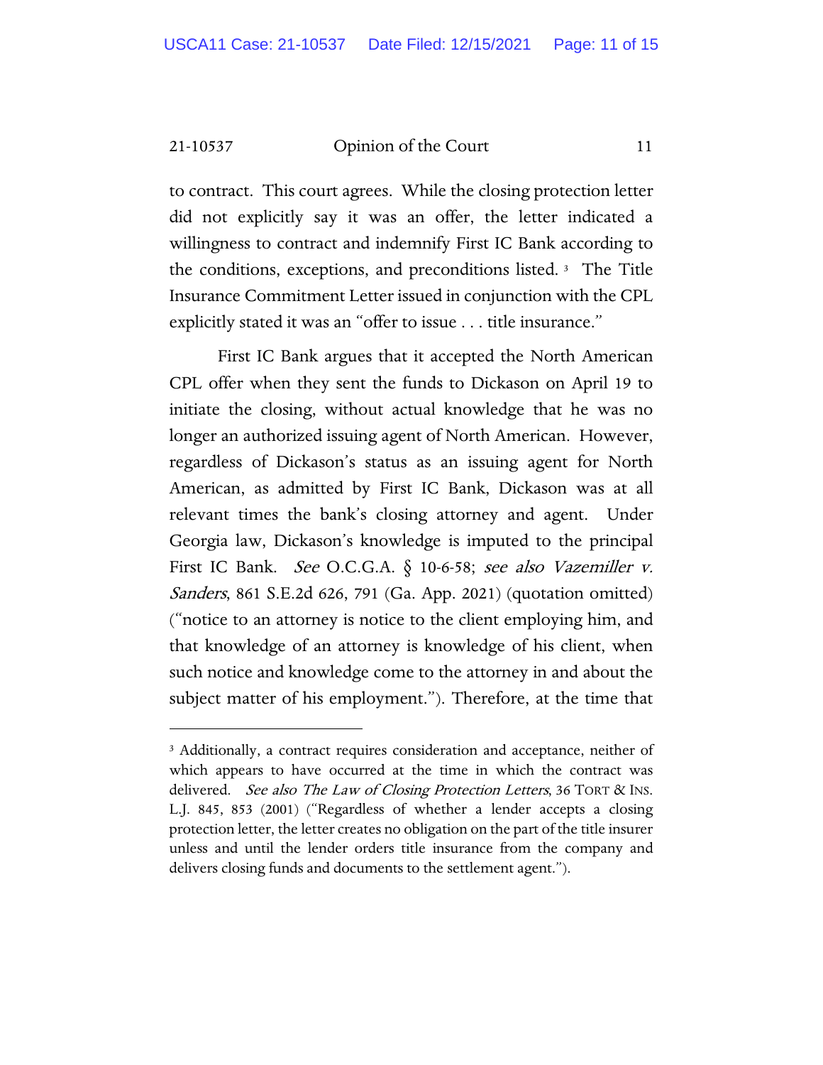to contract. This court agrees. While the closing protection letter did not explicitly say it was an offer, the letter indicated a willingness to contract and indemnify First IC Bank according to the conditions, exceptions, and preconditions listed. [3] The Title Insurance Commitment Letter issued in conjunction with the CPL explicitly stated it was an "offer to issue . . . title insurance."

First IC Bank argues that it accepted the North American CPL offer when they sent the funds to Dickason on April 19 to initiate the closing, without actual knowledge that he was no longer an authorized issuing agent of North American. However, regardless of Dickason's status as an issuing agent for North American, as admitted by First IC Bank, Dickason was at all relevant times the bank's closing attorney and agent. Under Georgia law, Dickason's knowledge is imputed to the principal First IC Bank. *See* O.C.G.A. § 10-6-58; *see also Vazemiller v. Sanders*, 861 S.E.2d 626, 791 (Ga. App. 2021) (quotation omitted) ("notice to an attorney is notice to the client employing him, and that knowledge of an attorney is knowledge of his client, when such notice and knowledge come to the attorney in and about the subject matter of his employment."). Therefore, at the time that

---

[3] Additionally, a contract requires consideration and acceptance, neither of which appears to have occurred at the time in which the contract was delivered. *See also The Law of Closing Protection Letters*, 36 TORT & INS. L.J. 845, 853 (2001) ("Regardless of whether a lender accepts a closing protection letter, the letter creates no obligation on the part of the title insurer unless and until the lender orders title insurance from the company and delivers closing funds and documents to the settlement agent.").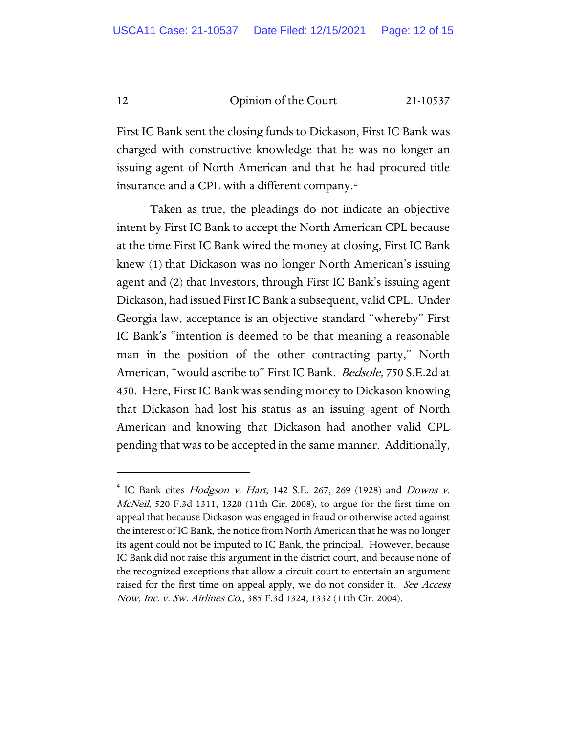First IC Bank sent the closing funds to Dickason, First IC Bank was charged with constructive knowledge that he was no longer an issuing agent of North American and that he had procured title insurance and a CPL with a different company.[4]

Taken as true, the pleadings do not indicate an objective intent by First IC Bank to accept the North American CPL because at the time First IC Bank wired the money at closing, First IC Bank knew (1) that Dickason was no longer North American's issuing agent and (2) that Investors, through First IC Bank's issuing agent Dickason, had issued First IC Bank a subsequent, valid CPL. Under Georgia law, acceptance is an objective standard "whereby" First IC Bank's "intention is deemed to be that meaning a reasonable man in the position of the other contracting party," North American, "would ascribe to" First IC Bank. *Bedsole*, 750 S.E.2d at 450. Here, First IC Bank was sending money to Dickason knowing that Dickason had lost his status as an issuing agent of North American and knowing that Dickason had another valid CPL pending that was to be accepted in the same manner. Additionally,

---

[4] IC Bank cites *Hodgson v. Hart*, 142 S.E. 267, 269 (1928) and *Downs v. McNeil*, 520 F.3d 1311, 1320 (11th Cir. 2008), to argue for the first time on appeal that because Dickason was engaged in fraud or otherwise acted against the interest of IC Bank, the notice from North American that he was no longer its agent could not be imputed to IC Bank, the principal. However, because IC Bank did not raise this argument in the district court, and because none of the recognized exceptions that allow a circuit court to entertain an argument raised for the first time on appeal apply, we do not consider it. *See Access Now, Inc. v. Sw. Airlines Co.*, 385 F.3d 1324, 1332 (11th Cir. 2004).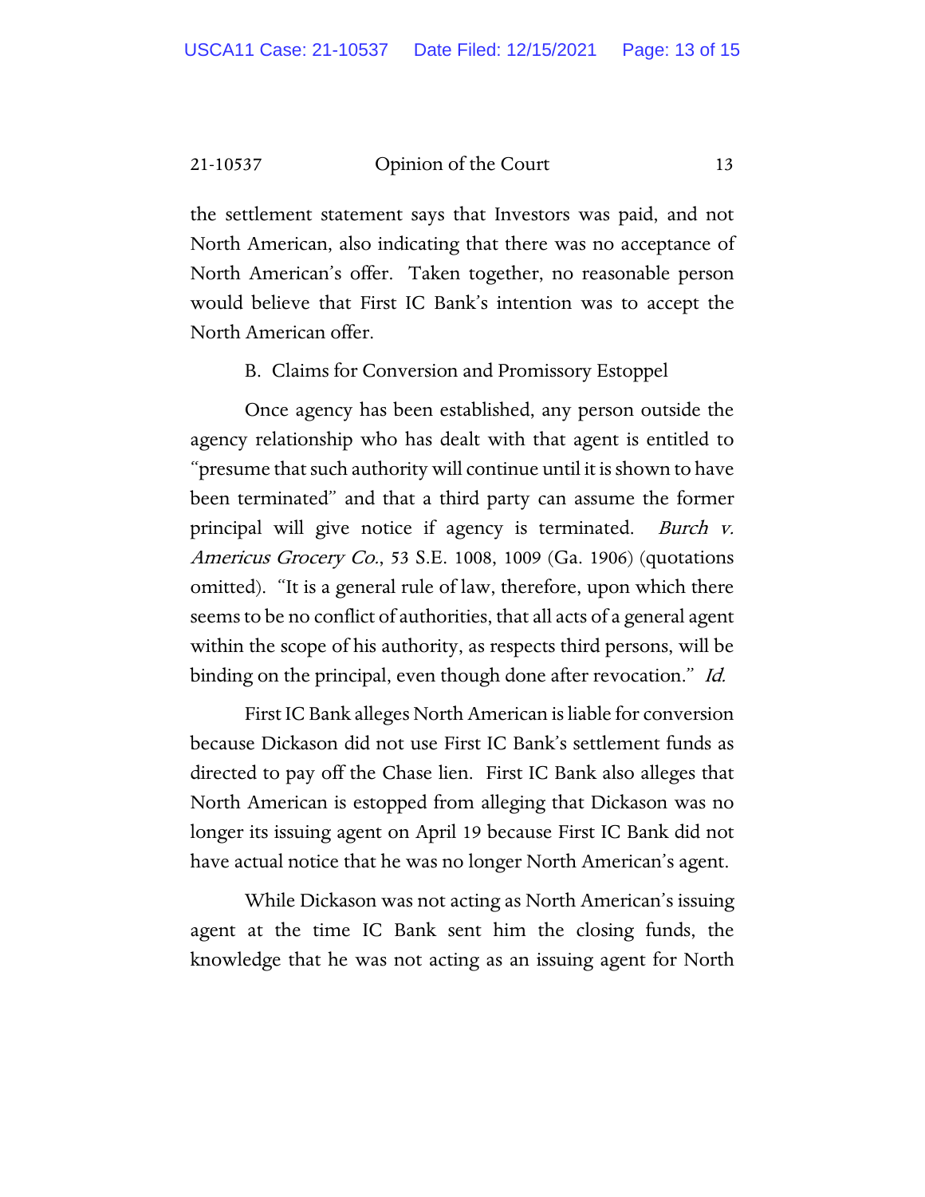the settlement statement says that Investors was paid, and not North American, also indicating that there was no acceptance of North American's offer. Taken together, no reasonable person would believe that First IC Bank's intention was to accept the North American offer.

B. Claims for Conversion and Promissory Estoppel

Once agency has been established, any person outside the agency relationship who has dealt with that agent is entitled to "presume that such authority will continue until it is shown to have been terminated" and that a third party can assume the former principal will give notice if agency is terminated. *Burch v. Americus Grocery Co.*, 53 S.E. 1008, 1009 (Ga. 1906) (quotations omitted). "It is a general rule of law, therefore, upon which there seems to be no conflict of authorities, that all acts of a general agent within the scope of his authority, as respects third persons, will be binding on the principal, even though done after revocation." *Id.*

First IC Bank alleges North American is liable for conversion because Dickason did not use First IC Bank's settlement funds as directed to pay off the Chase lien. First IC Bank also alleges that North American is estopped from alleging that Dickason was no longer its issuing agent on April 19 because First IC Bank did not have actual notice that he was no longer North American's agent.

While Dickason was not acting as North American's issuing agent at the time IC Bank sent him the closing funds, the knowledge that he was not acting as an issuing agent for North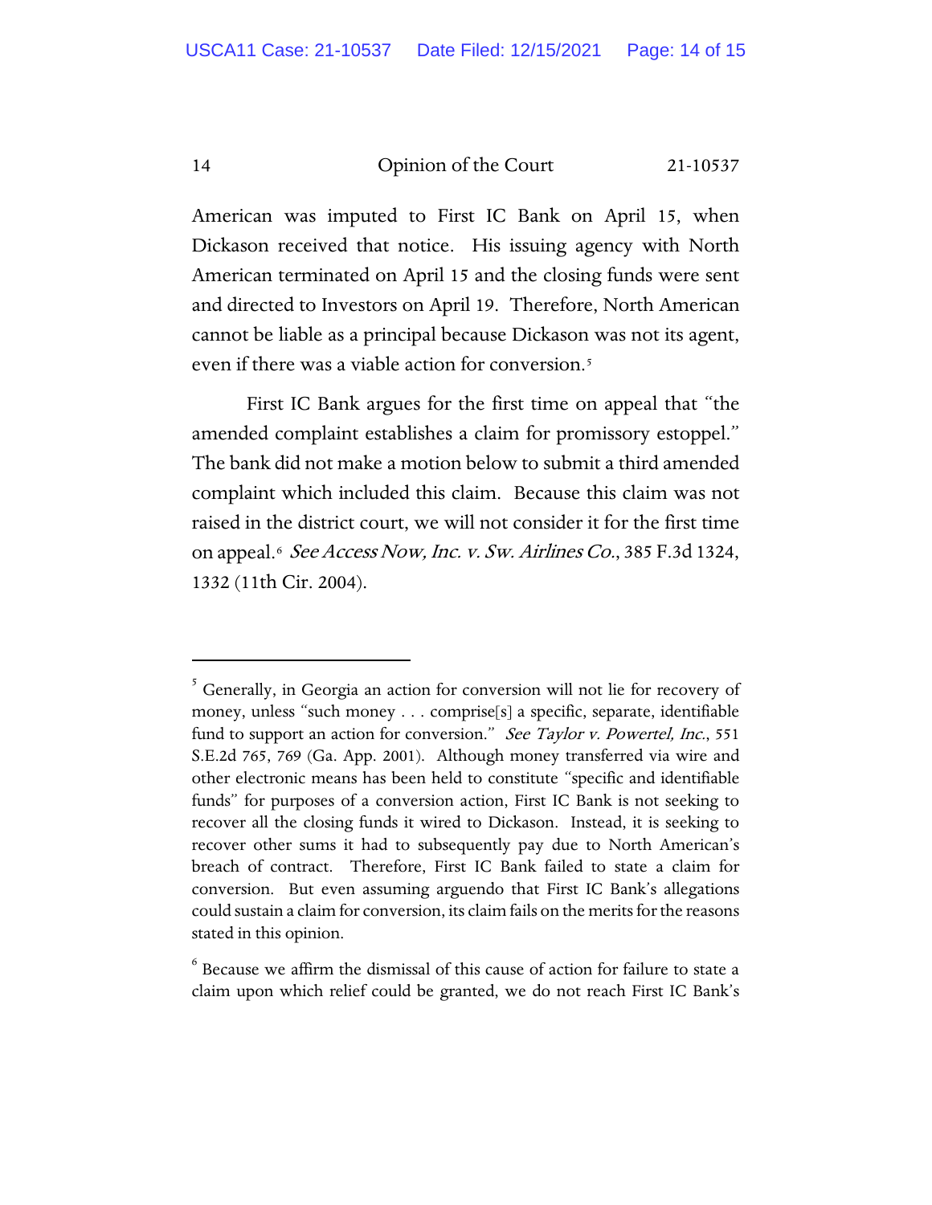American was imputed to First IC Bank on April 15, when Dickason received that notice. His issuing agency with North American terminated on April 15 and the closing funds were sent and directed to Investors on April 19. Therefore, North American cannot be liable as a principal because Dickason was not its agent, even if there was a viable action for conversion.[5]

First IC Bank argues for the first time on appeal that "the amended complaint establishes a claim for promissory estoppel." The bank did not make a motion below to submit a third amended complaint which included this claim. Because this claim was not raised in the district court, we will not consider it for the first time on appeal.[6] *See Access Now, Inc. v. Sw. Airlines Co.*, 385 F.3d 1324, 1332 (11th Cir. 2004).

---

[5] Generally, in Georgia an action for conversion will not lie for recovery of money, unless "such money . . . comprise[s] a specific, separate, identifiable fund to support an action for conversion." *See Taylor v. Powertel, Inc.*, 551 S.E.2d 765, 769 (Ga. App. 2001). Although money transferred via wire and other electronic means has been held to constitute "specific and identifiable funds" for purposes of a conversion action, First IC Bank is not seeking to recover all the closing funds it wired to Dickason. Instead, it is seeking to recover other sums it had to subsequently pay due to North American's breach of contract. Therefore, First IC Bank failed to state a claim for conversion. But even assuming arguendo that First IC Bank's allegations could sustain a claim for conversion, its claim fails on the merits for the reasons stated in this opinion.

[6] Because we affirm the dismissal of this cause of action for failure to state a claim upon which relief could be granted, we do not reach First IC Bank's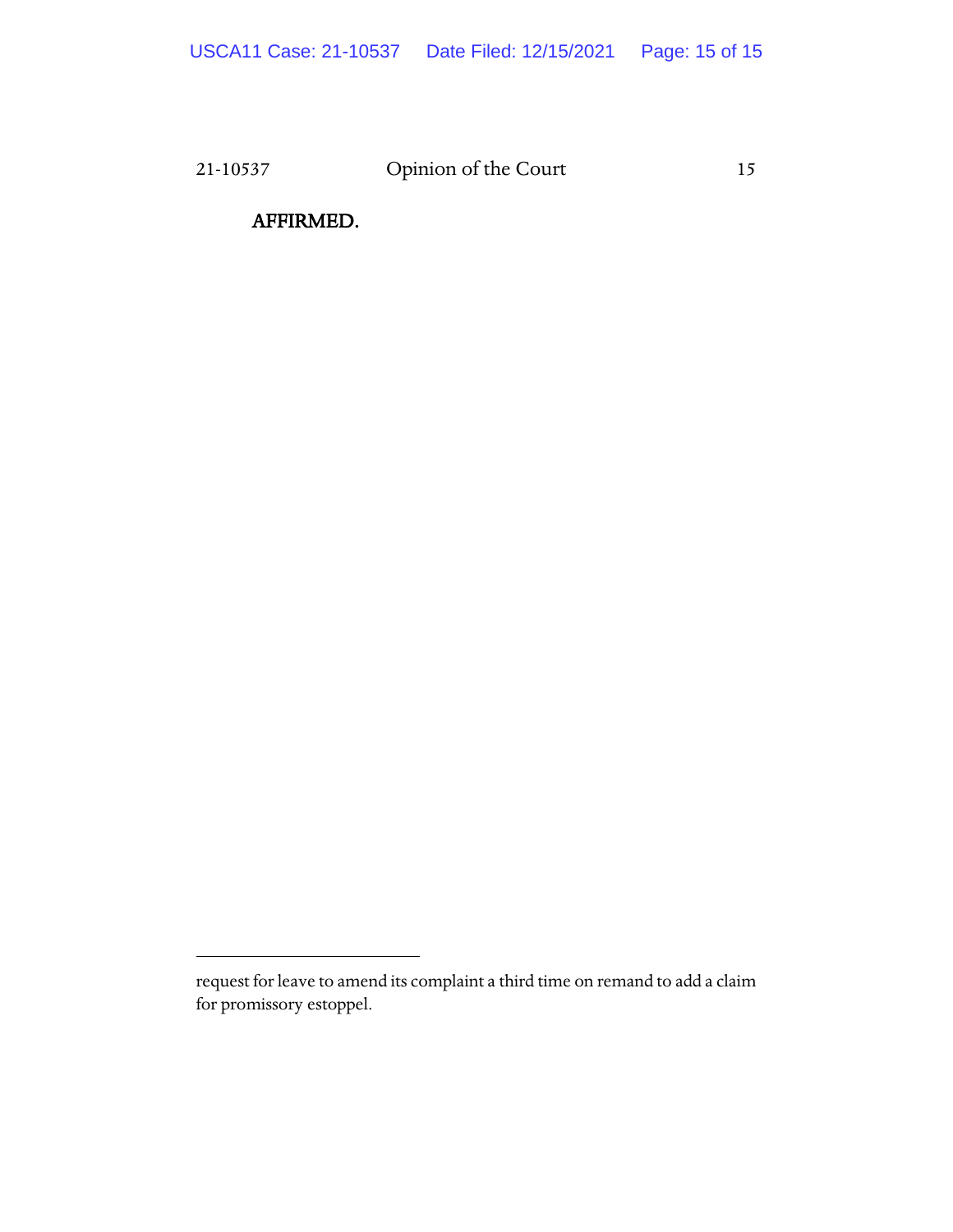**AFFIRMED.**

---

request for leave to amend its complaint a third time on remand to add a claim for promissory estoppel.